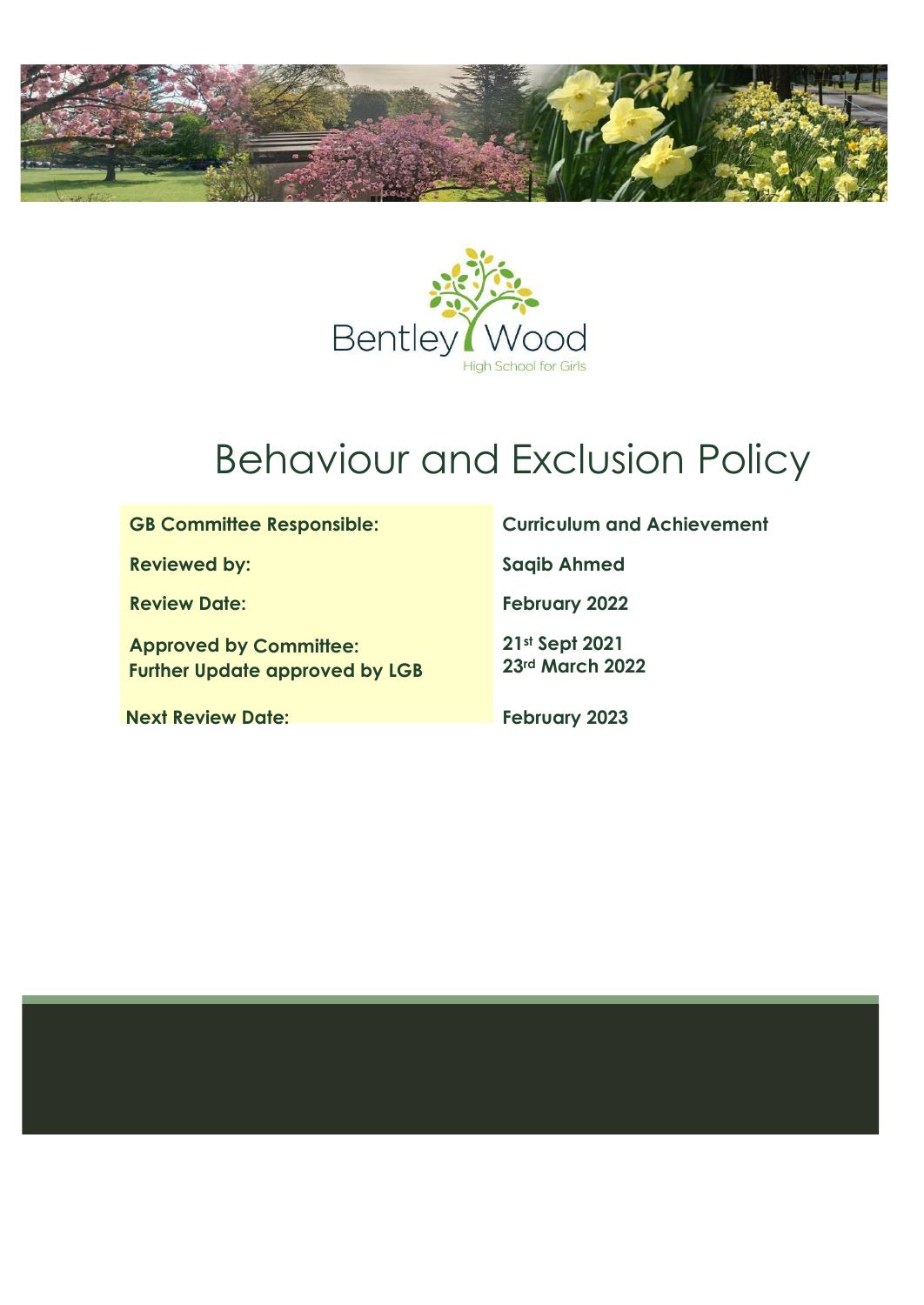Bentley Wood

High School for Girls

# Behaviour and Exclusion Policy

| | |
|---|---|
| **GB Committee Responsible:** | **Curriculum and Achievement** |
| **Reviewed by:** | **Saqib Ahmed** |
| **Review Date:** | **February 2022** |
| **Approved by Committee:**<br>**Further Update approved by LGB** | **21st Sept 2021**<br>**23rd March 2022** |
| **Next Review Date:** | **February 2023** |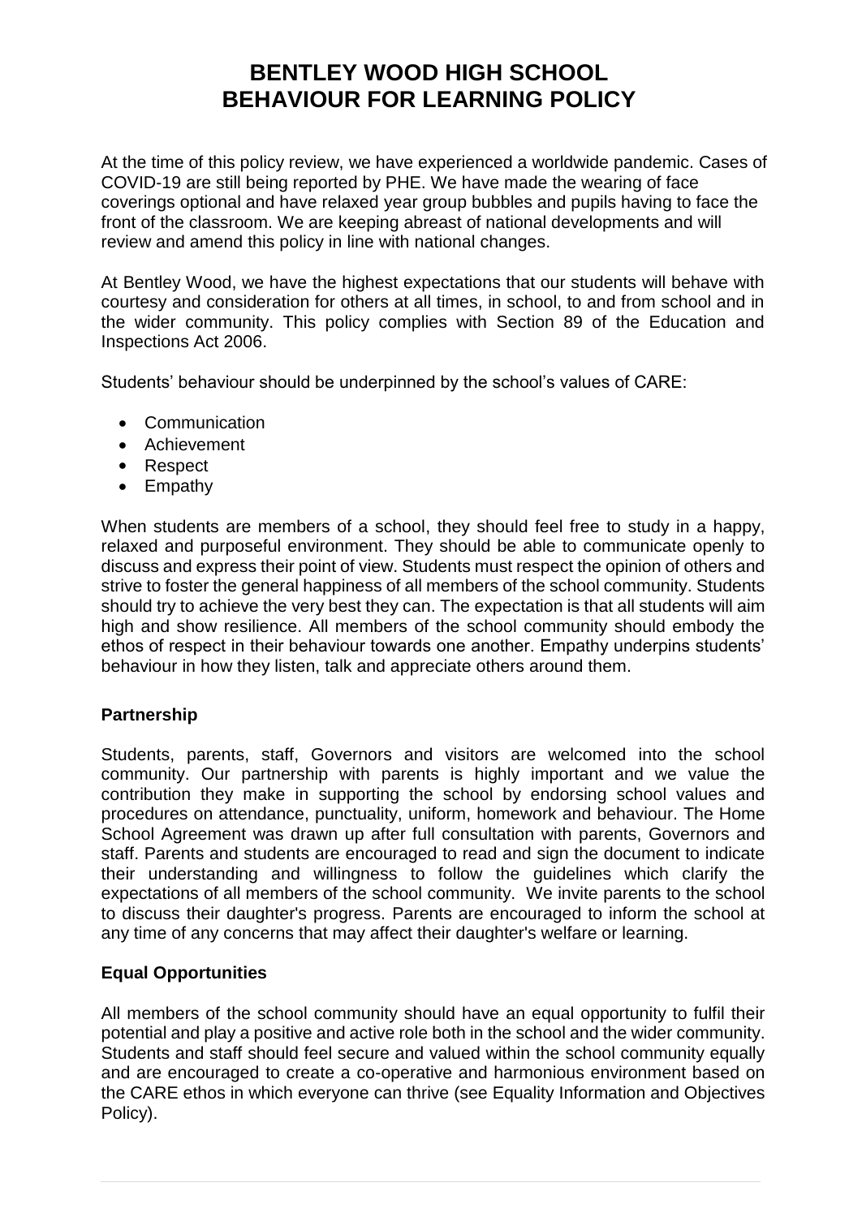# BENTLEY WOOD HIGH SCHOOL
# BEHAVIOUR FOR LEARNING POLICY

At the time of this policy review, we have experienced a worldwide pandemic. Cases of COVID-19 are still being reported by PHE. We have made the wearing of face coverings optional and have relaxed year group bubbles and pupils having to face the front of the classroom. We are keeping abreast of national developments and will review and amend this policy in line with national changes.

At Bentley Wood, we have the highest expectations that our students will behave with courtesy and consideration for others at all times, in school, to and from school and in the wider community. This policy complies with Section 89 of the Education and Inspections Act 2006.

Students' behaviour should be underpinned by the school's values of CARE:

- Communication
- Achievement
- Respect
- Empathy

When students are members of a school, they should feel free to study in a happy, relaxed and purposeful environment. They should be able to communicate openly to discuss and express their point of view. Students must respect the opinion of others and strive to foster the general happiness of all members of the school community. Students should try to achieve the very best they can. The expectation is that all students will aim high and show resilience. All members of the school community should embody the ethos of respect in their behaviour towards one another. Empathy underpins students' behaviour in how they listen, talk and appreciate others around them.

### Partnership

Students, parents, staff, Governors and visitors are welcomed into the school community. Our partnership with parents is highly important and we value the contribution they make in supporting the school by endorsing school values and procedures on attendance, punctuality, uniform, homework and behaviour. The Home School Agreement was drawn up after full consultation with parents, Governors and staff. Parents and students are encouraged to read and sign the document to indicate their understanding and willingness to follow the guidelines which clarify the expectations of all members of the school community. We invite parents to the school to discuss their daughter's progress. Parents are encouraged to inform the school at any time of any concerns that may affect their daughter's welfare or learning.

### Equal Opportunities

All members of the school community should have an equal opportunity to fulfil their potential and play a positive and active role both in the school and the wider community. Students and staff should feel secure and valued within the school community equally and are encouraged to create a co-operative and harmonious environment based on the CARE ethos in which everyone can thrive (see Equality Information and Objectives Policy).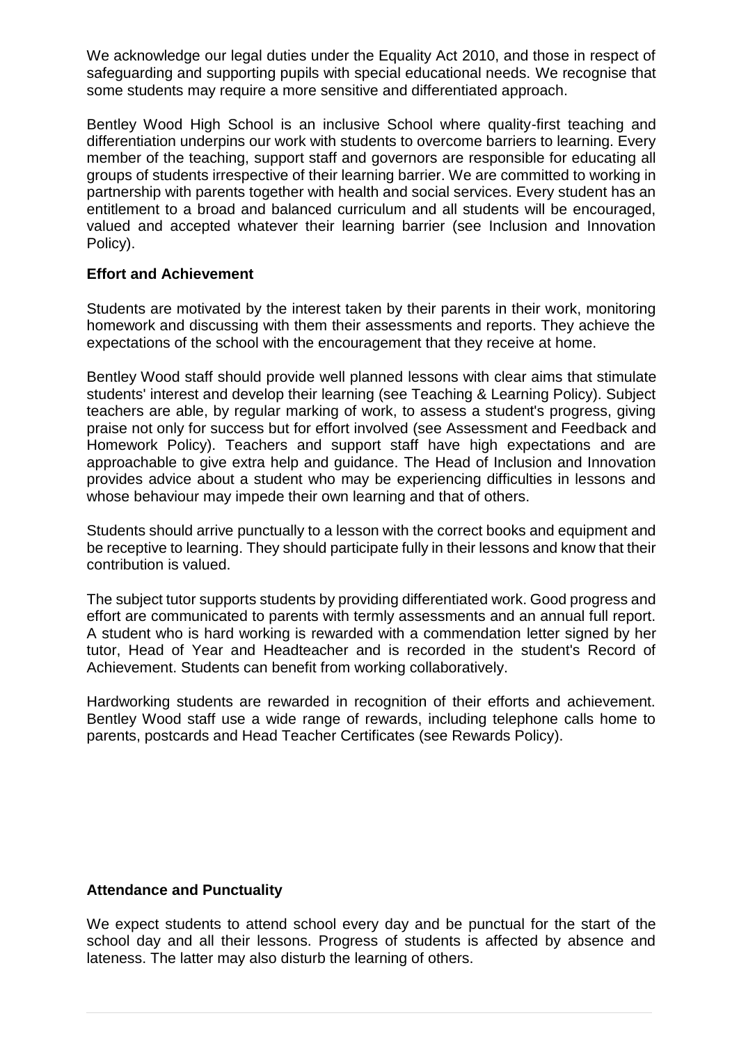We acknowledge our legal duties under the Equality Act 2010, and those in respect of safeguarding and supporting pupils with special educational needs. We recognise that some students may require a more sensitive and differentiated approach.

Bentley Wood High School is an inclusive School where quality-first teaching and differentiation underpins our work with students to overcome barriers to learning. Every member of the teaching, support staff and governors are responsible for educating all groups of students irrespective of their learning barrier. We are committed to working in partnership with parents together with health and social services. Every student has an entitlement to a broad and balanced curriculum and all students will be encouraged, valued and accepted whatever their learning barrier (see Inclusion and Innovation Policy).

### Effort and Achievement

Students are motivated by the interest taken by their parents in their work, monitoring homework and discussing with them their assessments and reports. They achieve the expectations of the school with the encouragement that they receive at home.

Bentley Wood staff should provide well planned lessons with clear aims that stimulate students' interest and develop their learning (see Teaching & Learning Policy). Subject teachers are able, by regular marking of work, to assess a student's progress, giving praise not only for success but for effort involved (see Assessment and Feedback and Homework Policy). Teachers and support staff have high expectations and are approachable to give extra help and guidance. The Head of Inclusion and Innovation provides advice about a student who may be experiencing difficulties in lessons and whose behaviour may impede their own learning and that of others.

Students should arrive punctually to a lesson with the correct books and equipment and be receptive to learning. They should participate fully in their lessons and know that their contribution is valued.

The subject tutor supports students by providing differentiated work. Good progress and effort are communicated to parents with termly assessments and an annual full report. A student who is hard working is rewarded with a commendation letter signed by her tutor, Head of Year and Headteacher and is recorded in the student's Record of Achievement. Students can benefit from working collaboratively.

Hardworking students are rewarded in recognition of their efforts and achievement. Bentley Wood staff use a wide range of rewards, including telephone calls home to parents, postcards and Head Teacher Certificates (see Rewards Policy).

### Attendance and Punctuality

We expect students to attend school every day and be punctual for the start of the school day and all their lessons. Progress of students is affected by absence and lateness. The latter may also disturb the learning of others.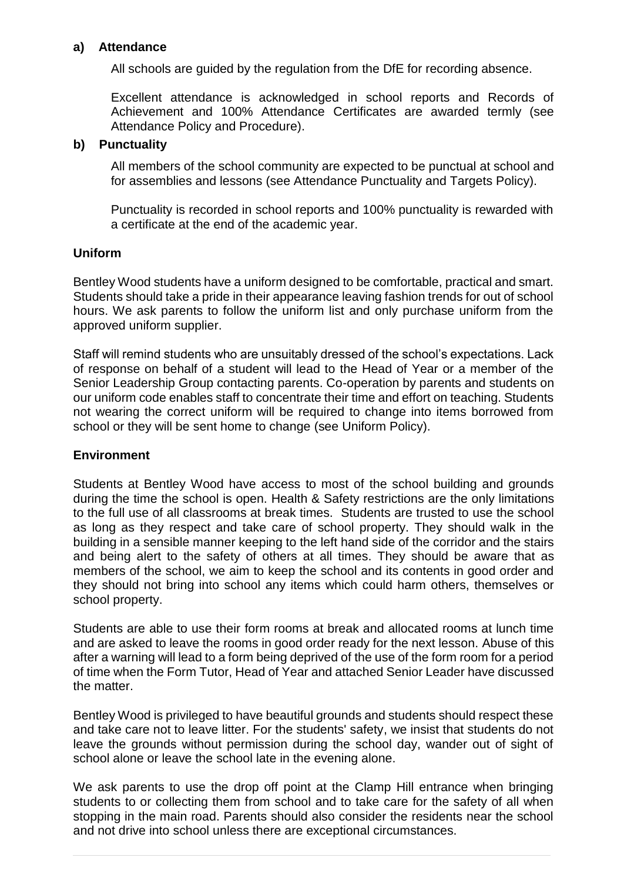#### a) Attendance

All schools are guided by the regulation from the DfE for recording absence.

Excellent attendance is acknowledged in school reports and Records of Achievement and 100% Attendance Certificates are awarded termly (see Attendance Policy and Procedure).

#### b) Punctuality

All members of the school community are expected to be punctual at school and for assemblies and lessons (see Attendance Punctuality and Targets Policy).

Punctuality is recorded in school reports and 100% punctuality is rewarded with a certificate at the end of the academic year.

### Uniform

Bentley Wood students have a uniform designed to be comfortable, practical and smart. Students should take a pride in their appearance leaving fashion trends for out of school hours. We ask parents to follow the uniform list and only purchase uniform from the approved uniform supplier.

Staff will remind students who are unsuitably dressed of the school's expectations. Lack of response on behalf of a student will lead to the Head of Year or a member of the Senior Leadership Group contacting parents. Co-operation by parents and students on our uniform code enables staff to concentrate their time and effort on teaching. Students not wearing the correct uniform will be required to change into items borrowed from school or they will be sent home to change (see Uniform Policy).

### Environment

Students at Bentley Wood have access to most of the school building and grounds during the time the school is open. Health & Safety restrictions are the only limitations to the full use of all classrooms at break times. Students are trusted to use the school as long as they respect and take care of school property. They should walk in the building in a sensible manner keeping to the left hand side of the corridor and the stairs and being alert to the safety of others at all times. They should be aware that as members of the school, we aim to keep the school and its contents in good order and they should not bring into school any items which could harm others, themselves or school property.

Students are able to use their form rooms at break and allocated rooms at lunch time and are asked to leave the rooms in good order ready for the next lesson. Abuse of this after a warning will lead to a form being deprived of the use of the form room for a period of time when the Form Tutor, Head of Year and attached Senior Leader have discussed the matter.

Bentley Wood is privileged to have beautiful grounds and students should respect these and take care not to leave litter. For the students' safety, we insist that students do not leave the grounds without permission during the school day, wander out of sight of school alone or leave the school late in the evening alone.

We ask parents to use the drop off point at the Clamp Hill entrance when bringing students to or collecting them from school and to take care for the safety of all when stopping in the main road. Parents should also consider the residents near the school and not drive into school unless there are exceptional circumstances.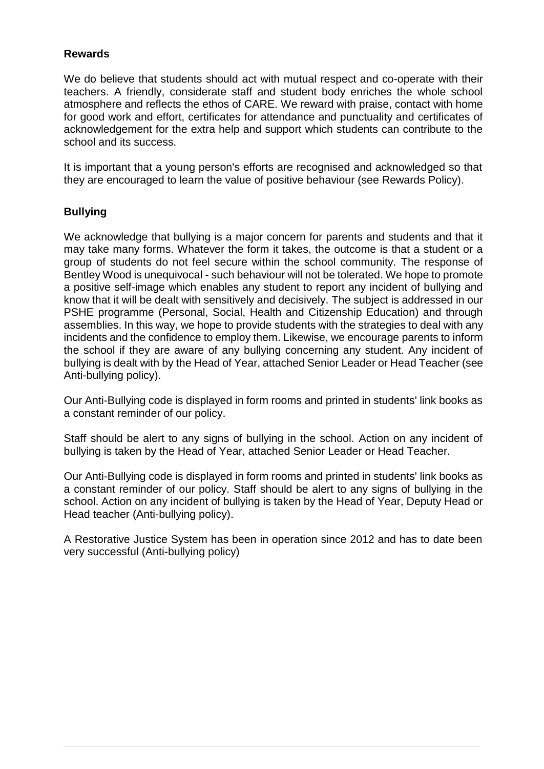## Rewards

We do believe that students should act with mutual respect and co-operate with their teachers. A friendly, considerate staff and student body enriches the whole school atmosphere and reflects the ethos of CARE. We reward with praise, contact with home for good work and effort, certificates for attendance and punctuality and certificates of acknowledgement for the extra help and support which students can contribute to the school and its success.

It is important that a young person's efforts are recognised and acknowledged so that they are encouraged to learn the value of positive behaviour (see Rewards Policy).

## Bullying

We acknowledge that bullying is a major concern for parents and students and that it may take many forms. Whatever the form it takes, the outcome is that a student or a group of students do not feel secure within the school community. The response of Bentley Wood is unequivocal - such behaviour will not be tolerated. We hope to promote a positive self-image which enables any student to report any incident of bullying and know that it will be dealt with sensitively and decisively. The subject is addressed in our PSHE programme (Personal, Social, Health and Citizenship Education) and through assemblies. In this way, we hope to provide students with the strategies to deal with any incidents and the confidence to employ them. Likewise, we encourage parents to inform the school if they are aware of any bullying concerning any student. Any incident of bullying is dealt with by the Head of Year, attached Senior Leader or Head Teacher (see Anti-bullying policy).

Our Anti-Bullying code is displayed in form rooms and printed in students' link books as a constant reminder of our policy.

Staff should be alert to any signs of bullying in the school. Action on any incident of bullying is taken by the Head of Year, attached Senior Leader or Head Teacher.

Our Anti-Bullying code is displayed in form rooms and printed in students' link books as a constant reminder of our policy. Staff should be alert to any signs of bullying in the school. Action on any incident of bullying is taken by the Head of Year, Deputy Head or Head teacher (Anti-bullying policy).

A Restorative Justice System has been in operation since 2012 and has to date been very successful (Anti-bullying policy)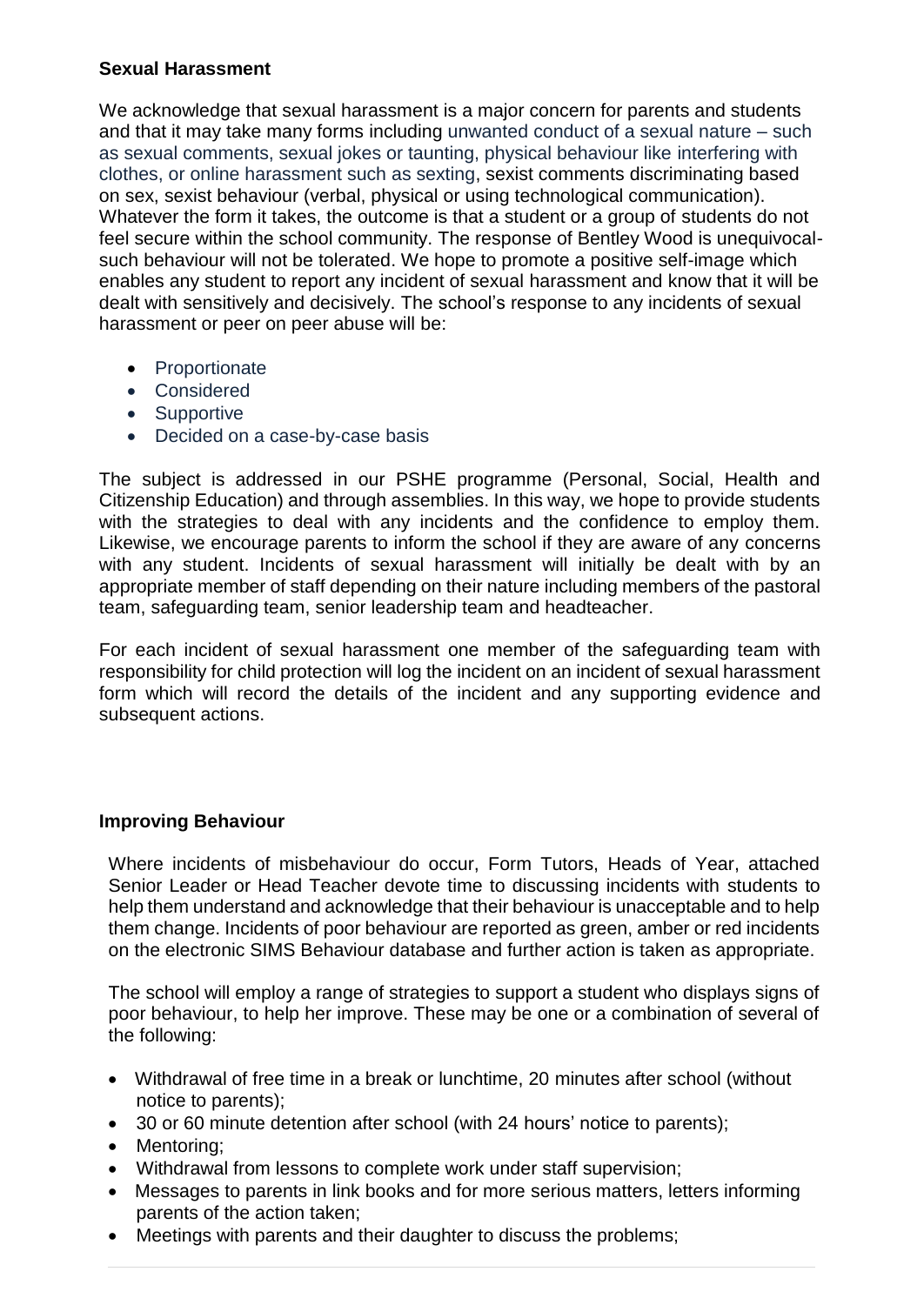## Sexual Harassment

We acknowledge that sexual harassment is a major concern for parents and students and that it may take many forms including unwanted conduct of a sexual nature – such as sexual comments, sexual jokes or taunting, physical behaviour like interfering with clothes, or online harassment such as sexting, sexist comments discriminating based on sex, sexist behaviour (verbal, physical or using technological communication). Whatever the form it takes, the outcome is that a student or a group of students do not feel secure within the school community. The response of Bentley Wood is unequivocal- such behaviour will not be tolerated. We hope to promote a positive self-image which enables any student to report any incident of sexual harassment and know that it will be dealt with sensitively and decisively. The school's response to any incidents of sexual harassment or peer on peer abuse will be:

- Proportionate
- Considered
- Supportive
- Decided on a case-by-case basis

The subject is addressed in our PSHE programme (Personal, Social, Health and Citizenship Education) and through assemblies. In this way, we hope to provide students with the strategies to deal with any incidents and the confidence to employ them. Likewise, we encourage parents to inform the school if they are aware of any concerns with any student. Incidents of sexual harassment will initially be dealt with by an appropriate member of staff depending on their nature including members of the pastoral team, safeguarding team, senior leadership team and headteacher.

For each incident of sexual harassment one member of the safeguarding team with responsibility for child protection will log the incident on an incident of sexual harassment form which will record the details of the incident and any supporting evidence and subsequent actions.

## Improving Behaviour

Where incidents of misbehaviour do occur, Form Tutors, Heads of Year, attached Senior Leader or Head Teacher devote time to discussing incidents with students to help them understand and acknowledge that their behaviour is unacceptable and to help them change. Incidents of poor behaviour are reported as green, amber or red incidents on the electronic SIMS Behaviour database and further action is taken as appropriate.

The school will employ a range of strategies to support a student who displays signs of poor behaviour, to help her improve. These may be one or a combination of several of the following:

- Withdrawal of free time in a break or lunchtime, 20 minutes after school (without notice to parents);
- 30 or 60 minute detention after school (with 24 hours' notice to parents);
- Mentoring;
- Withdrawal from lessons to complete work under staff supervision;
- Messages to parents in link books and for more serious matters, letters informing parents of the action taken;
- Meetings with parents and their daughter to discuss the problems;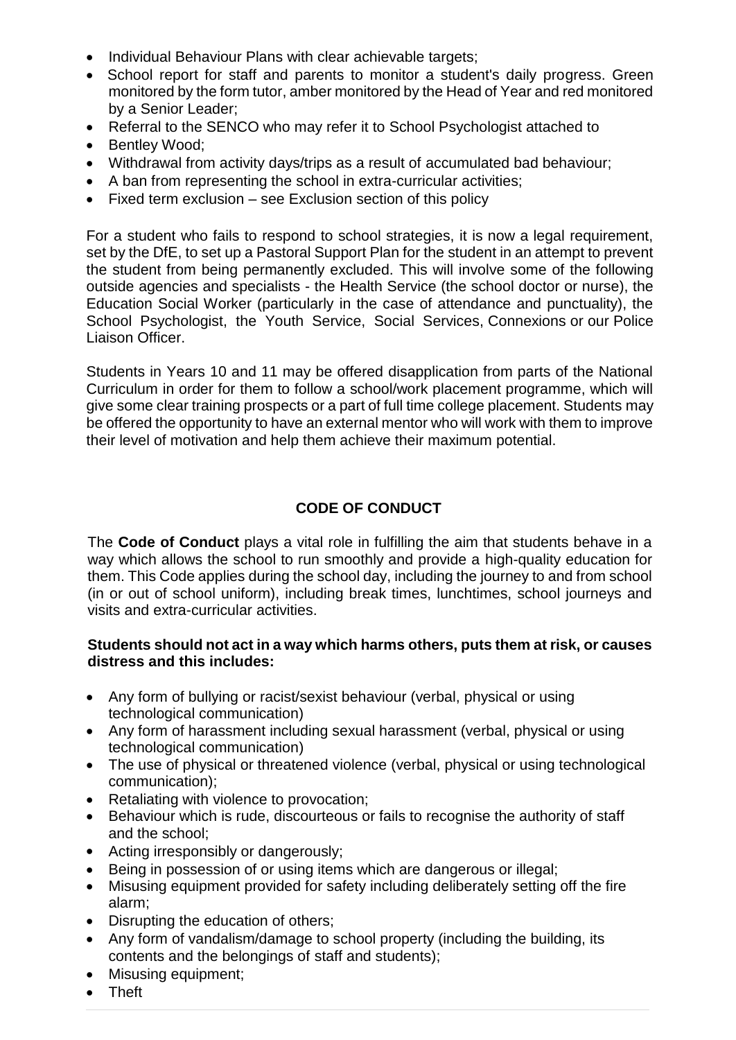- Individual Behaviour Plans with clear achievable targets;
- School report for staff and parents to monitor a student's daily progress. Green monitored by the form tutor, amber monitored by the Head of Year and red monitored by a Senior Leader;
- Referral to the SENCO who may refer it to School Psychologist attached to
- Bentley Wood;
- Withdrawal from activity days/trips as a result of accumulated bad behaviour;
- A ban from representing the school in extra-curricular activities;
- Fixed term exclusion – see Exclusion section of this policy

For a student who fails to respond to school strategies, it is now a legal requirement, set by the DfE, to set up a Pastoral Support Plan for the student in an attempt to prevent the student from being permanently excluded. This will involve some of the following outside agencies and specialists - the Health Service (the school doctor or nurse), the Education Social Worker (particularly in the case of attendance and punctuality), the School Psychologist, the Youth Service, Social Services, Connexions or our Police Liaison Officer.

Students in Years 10 and 11 may be offered disapplication from parts of the National Curriculum in order for them to follow a school/work placement programme, which will give some clear training prospects or a part of full time college placement. Students may be offered the opportunity to have an external mentor who will work with them to improve their level of motivation and help them achieve their maximum potential.

## CODE OF CONDUCT

The **Code of Conduct** plays a vital role in fulfilling the aim that students behave in a way which allows the school to run smoothly and provide a high-quality education for them. This Code applies during the school day, including the journey to and from school (in or out of school uniform), including break times, lunchtimes, school journeys and visits and extra-curricular activities.

**Students should not act in a way which harms others, puts them at risk, or causes distress and this includes:**

- Any form of bullying or racist/sexist behaviour (verbal, physical or using technological communication)
- Any form of harassment including sexual harassment (verbal, physical or using technological communication)
- The use of physical or threatened violence (verbal, physical or using technological communication);
- Retaliating with violence to provocation;
- Behaviour which is rude, discourteous or fails to recognise the authority of staff and the school;
- Acting irresponsibly or dangerously;
- Being in possession of or using items which are dangerous or illegal;
- Misusing equipment provided for safety including deliberately setting off the fire alarm;
- Disrupting the education of others;
- Any form of vandalism/damage to school property (including the building, its contents and the belongings of staff and students);
- Misusing equipment;
- Theft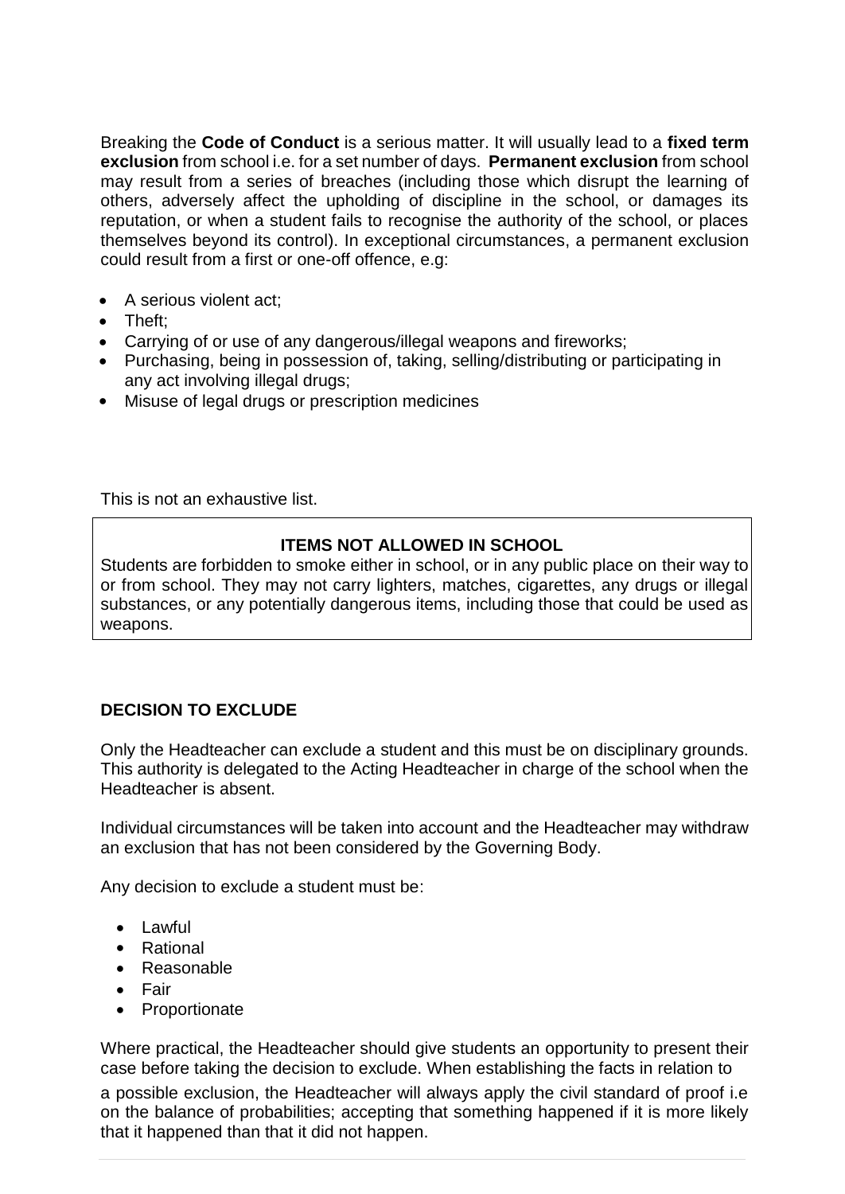Breaking the **Code of Conduct** is a serious matter. It will usually lead to a **fixed term exclusion** from school i.e. for a set number of days. **Permanent exclusion** from school may result from a series of breaches (including those which disrupt the learning of others, adversely affect the upholding of discipline in the school, or damages its reputation, or when a student fails to recognise the authority of the school, or places themselves beyond its control). In exceptional circumstances, a permanent exclusion could result from a first or one-off offence, e.g:

- A serious violent act;
- Theft;
- Carrying of or use of any dangerous/illegal weapons and fireworks;
- Purchasing, being in possession of, taking, selling/distributing or participating in any act involving illegal drugs;
- Misuse of legal drugs or prescription medicines

This is not an exhaustive list.

**ITEMS NOT ALLOWED IN SCHOOL**

Students are forbidden to smoke either in school, or in any public place on their way to or from school. They may not carry lighters, matches, cigarettes, any drugs or illegal substances, or any potentially dangerous items, including those that could be used as weapons.

**DECISION TO EXCLUDE**

Only the Headteacher can exclude a student and this must be on disciplinary grounds. This authority is delegated to the Acting Headteacher in charge of the school when the Headteacher is absent.

Individual circumstances will be taken into account and the Headteacher may withdraw an exclusion that has not been considered by the Governing Body.

Any decision to exclude a student must be:

- Lawful
- Rational
- Reasonable
- Fair
- Proportionate

Where practical, the Headteacher should give students an opportunity to present their case before taking the decision to exclude. When establishing the facts in relation to a possible exclusion, the Headteacher will always apply the civil standard of proof i.e on the balance of probabilities; accepting that something happened if it is more likely that it happened than that it did not happen.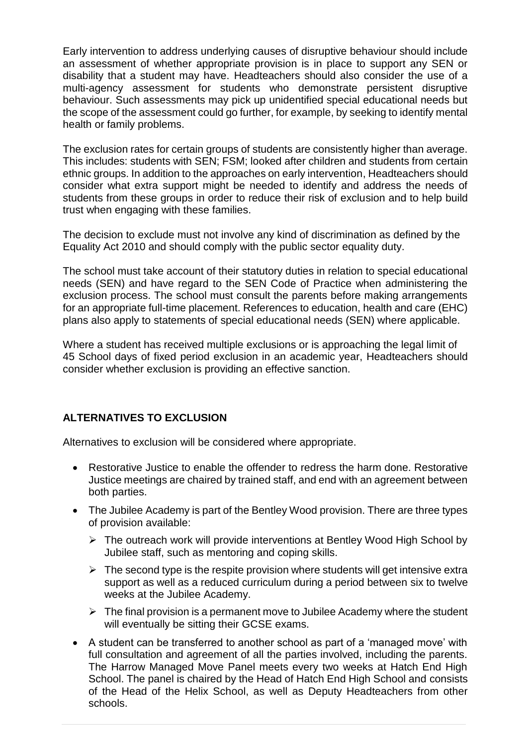Early intervention to address underlying causes of disruptive behaviour should include an assessment of whether appropriate provision is in place to support any SEN or disability that a student may have. Headteachers should also consider the use of a multi-agency assessment for students who demonstrate persistent disruptive behaviour. Such assessments may pick up unidentified special educational needs but the scope of the assessment could go further, for example, by seeking to identify mental health or family problems.

The exclusion rates for certain groups of students are consistently higher than average. This includes: students with SEN; FSM; looked after children and students from certain ethnic groups. In addition to the approaches on early intervention, Headteachers should consider what extra support might be needed to identify and address the needs of students from these groups in order to reduce their risk of exclusion and to help build trust when engaging with these families.

The decision to exclude must not involve any kind of discrimination as defined by the Equality Act 2010 and should comply with the public sector equality duty.

The school must take account of their statutory duties in relation to special educational needs (SEN) and have regard to the SEN Code of Practice when administering the exclusion process. The school must consult the parents before making arrangements for an appropriate full-time placement. References to education, health and care (EHC) plans also apply to statements of special educational needs (SEN) where applicable.

Where a student has received multiple exclusions or is approaching the legal limit of 45 School days of fixed period exclusion in an academic year, Headteachers should consider whether exclusion is providing an effective sanction.

## ALTERNATIVES TO EXCLUSION

Alternatives to exclusion will be considered where appropriate.

- Restorative Justice to enable the offender to redress the harm done. Restorative Justice meetings are chaired by trained staff, and end with an agreement between both parties.
- The Jubilee Academy is part of the Bentley Wood provision. There are three types of provision available:
  - The outreach work will provide interventions at Bentley Wood High School by Jubilee staff, such as mentoring and coping skills.
  - The second type is the respite provision where students will get intensive extra support as well as a reduced curriculum during a period between six to twelve weeks at the Jubilee Academy.
  - The final provision is a permanent move to Jubilee Academy where the student will eventually be sitting their GCSE exams.
- A student can be transferred to another school as part of a 'managed move' with full consultation and agreement of all the parties involved, including the parents. The Harrow Managed Move Panel meets every two weeks at Hatch End High School. The panel is chaired by the Head of Hatch End High School and consists of the Head of the Helix School, as well as Deputy Headteachers from other schools.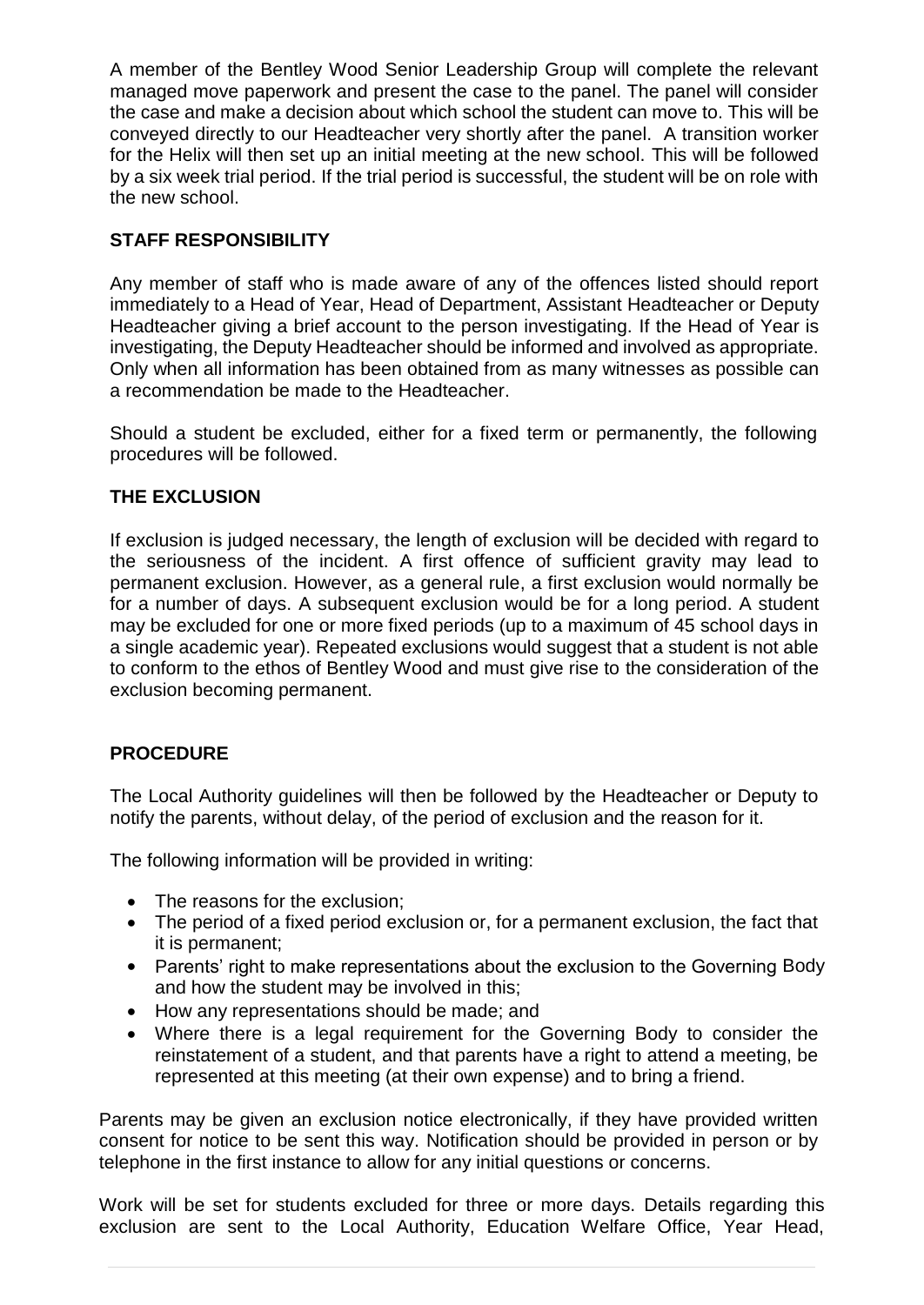A member of the Bentley Wood Senior Leadership Group will complete the relevant managed move paperwork and present the case to the panel. The panel will consider the case and make a decision about which school the student can move to. This will be conveyed directly to our Headteacher very shortly after the panel. A transition worker for the Helix will then set up an initial meeting at the new school. This will be followed by a six week trial period. If the trial period is successful, the student will be on role with the new school.

**STAFF RESPONSIBILITY**

Any member of staff who is made aware of any of the offences listed should report immediately to a Head of Year, Head of Department, Assistant Headteacher or Deputy Headteacher giving a brief account to the person investigating. If the Head of Year is investigating, the Deputy Headteacher should be informed and involved as appropriate. Only when all information has been obtained from as many witnesses as possible can a recommendation be made to the Headteacher.

Should a student be excluded, either for a fixed term or permanently, the following procedures will be followed.

**THE EXCLUSION**

If exclusion is judged necessary, the length of exclusion will be decided with regard to the seriousness of the incident. A first offence of sufficient gravity may lead to permanent exclusion. However, as a general rule, a first exclusion would normally be for a number of days. A subsequent exclusion would be for a long period. A student may be excluded for one or more fixed periods (up to a maximum of 45 school days in a single academic year). Repeated exclusions would suggest that a student is not able to conform to the ethos of Bentley Wood and must give rise to the consideration of the exclusion becoming permanent.

**PROCEDURE**

The Local Authority guidelines will then be followed by the Headteacher or Deputy to notify the parents, without delay, of the period of exclusion and the reason for it.

The following information will be provided in writing:

- The reasons for the exclusion;
- The period of a fixed period exclusion or, for a permanent exclusion, the fact that it is permanent;
- Parents' right to make representations about the exclusion to the Governing Body and how the student may be involved in this;
- How any representations should be made; and
- Where there is a legal requirement for the Governing Body to consider the reinstatement of a student, and that parents have a right to attend a meeting, be represented at this meeting (at their own expense) and to bring a friend.

Parents may be given an exclusion notice electronically, if they have provided written consent for notice to be sent this way. Notification should be provided in person or by telephone in the first instance to allow for any initial questions or concerns.

Work will be set for students excluded for three or more days. Details regarding this exclusion are sent to the Local Authority, Education Welfare Office, Year Head,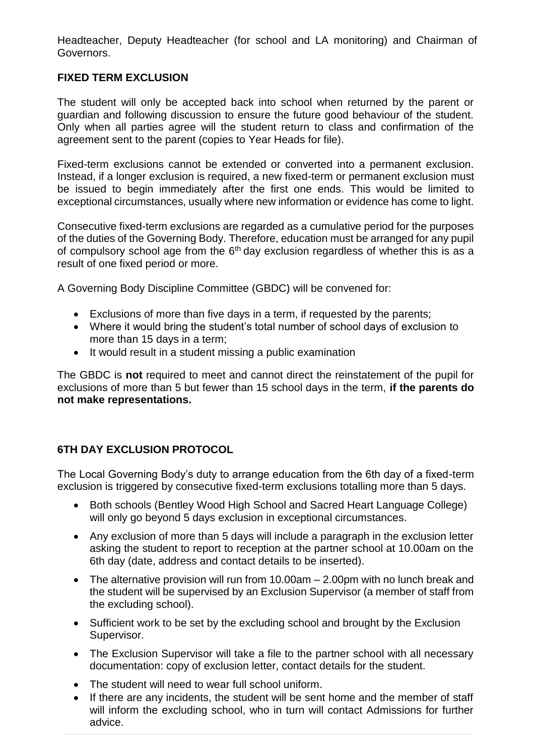Headteacher, Deputy Headteacher (for school and LA monitoring) and Chairman of Governors.

## FIXED TERM EXCLUSION

The student will only be accepted back into school when returned by the parent or guardian and following discussion to ensure the future good behaviour of the student. Only when all parties agree will the student return to class and confirmation of the agreement sent to the parent (copies to Year Heads for file).

Fixed-term exclusions cannot be extended or converted into a permanent exclusion. Instead, if a longer exclusion is required, a new fixed-term or permanent exclusion must be issued to begin immediately after the first one ends. This would be limited to exceptional circumstances, usually where new information or evidence has come to light.

Consecutive fixed-term exclusions are regarded as a cumulative period for the purposes of the duties of the Governing Body. Therefore, education must be arranged for any pupil of compulsory school age from the 6th day exclusion regardless of whether this is as a result of one fixed period or more.

A Governing Body Discipline Committee (GBDC) will be convened for:

- Exclusions of more than five days in a term, if requested by the parents;
- Where it would bring the student's total number of school days of exclusion to more than 15 days in a term;
- It would result in a student missing a public examination

The GBDC is **not** required to meet and cannot direct the reinstatement of the pupil for exclusions of more than 5 but fewer than 15 school days in the term, **if the parents do not make representations.**

## 6TH DAY EXCLUSION PROTOCOL

The Local Governing Body's duty to arrange education from the 6th day of a fixed-term exclusion is triggered by consecutive fixed-term exclusions totalling more than 5 days.

- Both schools (Bentley Wood High School and Sacred Heart Language College) will only go beyond 5 days exclusion in exceptional circumstances.
- Any exclusion of more than 5 days will include a paragraph in the exclusion letter asking the student to report to reception at the partner school at 10.00am on the 6th day (date, address and contact details to be inserted).
- The alternative provision will run from 10.00am – 2.00pm with no lunch break and the student will be supervised by an Exclusion Supervisor (a member of staff from the excluding school).
- Sufficient work to be set by the excluding school and brought by the Exclusion Supervisor.
- The Exclusion Supervisor will take a file to the partner school with all necessary documentation: copy of exclusion letter, contact details for the student.
- The student will need to wear full school uniform.
- If there are any incidents, the student will be sent home and the member of staff will inform the excluding school, who in turn will contact Admissions for further advice.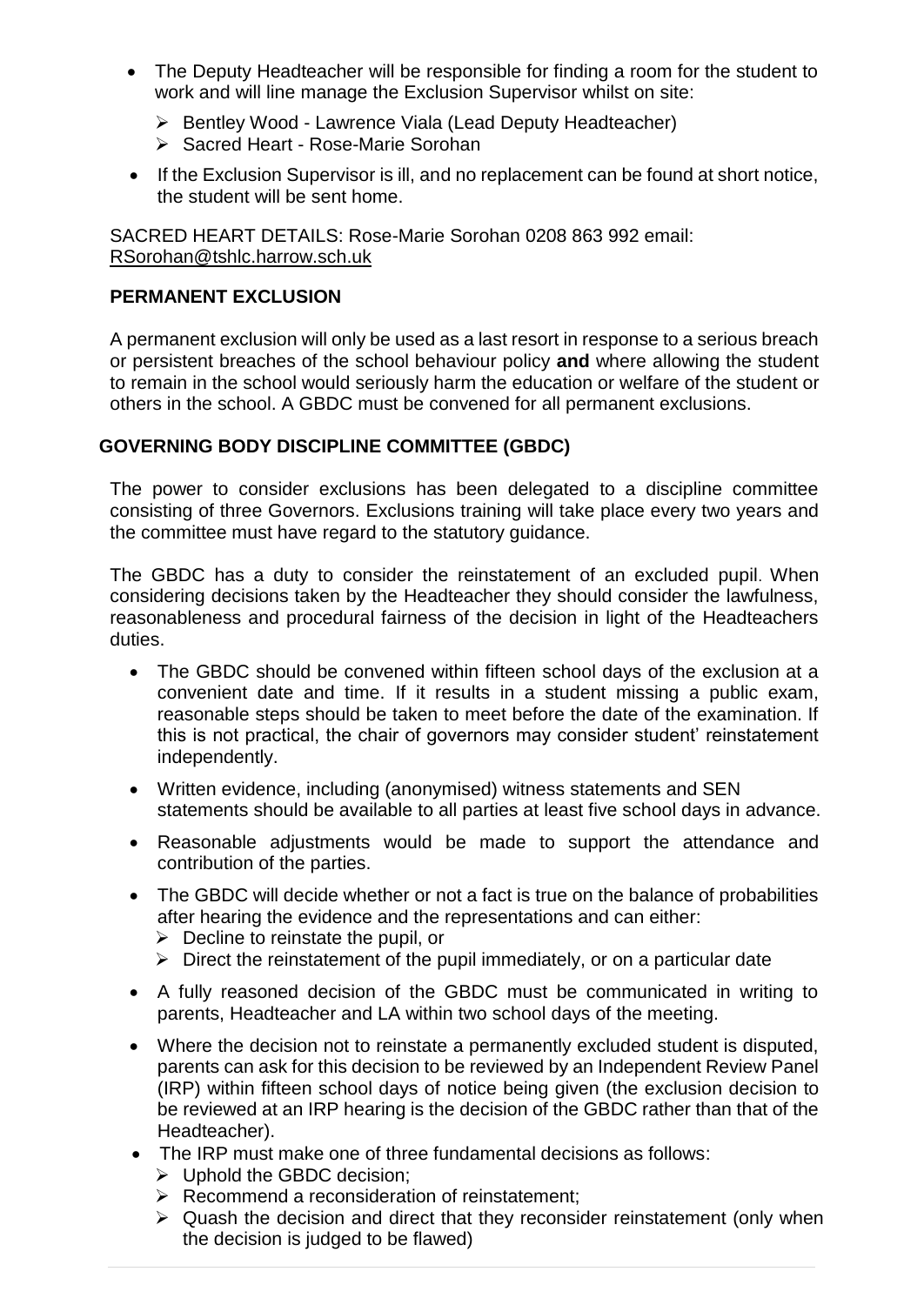- The Deputy Headteacher will be responsible for finding a room for the student to work and will line manage the Exclusion Supervisor whilst on site:
  - Bentley Wood - Lawrence Viala (Lead Deputy Headteacher)
  - Sacred Heart - Rose-Marie Sorohan
- If the Exclusion Supervisor is ill, and no replacement can be found at short notice, the student will be sent home.

SACRED HEART DETAILS: Rose-Marie Sorohan 0208 863 992 email: RSorohan@tshlc.harrow.sch.uk

**PERMANENT EXCLUSION**

A permanent exclusion will only be used as a last resort in response to a serious breach or persistent breaches of the school behaviour policy **and** where allowing the student to remain in the school would seriously harm the education or welfare of the student or others in the school. A GBDC must be convened for all permanent exclusions.

**GOVERNING BODY DISCIPLINE COMMITTEE (GBDC)**

The power to consider exclusions has been delegated to a discipline committee consisting of three Governors. Exclusions training will take place every two years and the committee must have regard to the statutory guidance.

The GBDC has a duty to consider the reinstatement of an excluded pupil. When considering decisions taken by the Headteacher they should consider the lawfulness, reasonableness and procedural fairness of the decision in light of the Headteachers duties.

- The GBDC should be convened within fifteen school days of the exclusion at a convenient date and time. If it results in a student missing a public exam, reasonable steps should be taken to meet before the date of the examination. If this is not practical, the chair of governors may consider student' reinstatement independently.
- Written evidence, including (anonymised) witness statements and SEN statements should be available to all parties at least five school days in advance.
- Reasonable adjustments would be made to support the attendance and contribution of the parties.
- The GBDC will decide whether or not a fact is true on the balance of probabilities after hearing the evidence and the representations and can either:
  - Decline to reinstate the pupil, or
  - Direct the reinstatement of the pupil immediately, or on a particular date
- A fully reasoned decision of the GBDC must be communicated in writing to parents, Headteacher and LA within two school days of the meeting.
- Where the decision not to reinstate a permanently excluded student is disputed, parents can ask for this decision to be reviewed by an Independent Review Panel (IRP) within fifteen school days of notice being given (the exclusion decision to be reviewed at an IRP hearing is the decision of the GBDC rather than that of the Headteacher).
- The IRP must make one of three fundamental decisions as follows:
  - Uphold the GBDC decision;
  - Recommend a reconsideration of reinstatement;
  - Quash the decision and direct that they reconsider reinstatement (only when the decision is judged to be flawed)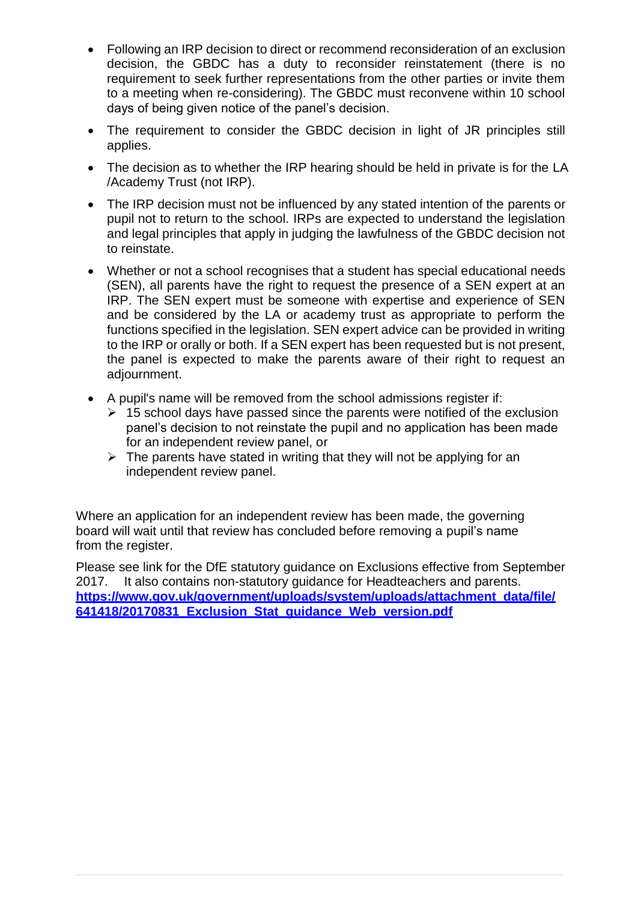- Following an IRP decision to direct or recommend reconsideration of an exclusion decision, the GBDC has a duty to reconsider reinstatement (there is no requirement to seek further representations from the other parties or invite them to a meeting when re-considering). The GBDC must reconvene within 10 school days of being given notice of the panel's decision.
- The requirement to consider the GBDC decision in light of JR principles still applies.
- The decision as to whether the IRP hearing should be held in private is for the LA /Academy Trust (not IRP).
- The IRP decision must not be influenced by any stated intention of the parents or pupil not to return to the school. IRPs are expected to understand the legislation and legal principles that apply in judging the lawfulness of the GBDC decision not to reinstate.
- Whether or not a school recognises that a student has special educational needs (SEN), all parents have the right to request the presence of a SEN expert at an IRP. The SEN expert must be someone with expertise and experience of SEN and be considered by the LA or academy trust as appropriate to perform the functions specified in the legislation. SEN expert advice can be provided in writing to the IRP or orally or both. If a SEN expert has been requested but is not present, the panel is expected to make the parents aware of their right to request an adjournment.
- A pupil's name will be removed from the school admissions register if:
  - 15 school days have passed since the parents were notified of the exclusion panel's decision to not reinstate the pupil and no application has been made for an independent review panel, or
  - The parents have stated in writing that they will not be applying for an independent review panel.

Where an application for an independent review has been made, the governing board will wait until that review has concluded before removing a pupil's name from the register.

Please see link for the DfE statutory guidance on Exclusions effective from September 2017. It also contains non-statutory guidance for Headteachers and parents. **https://www.gov.uk/government/uploads/system/uploads/attachment_data/file/641418/20170831_Exclusion_Stat_guidance_Web_version.pdf**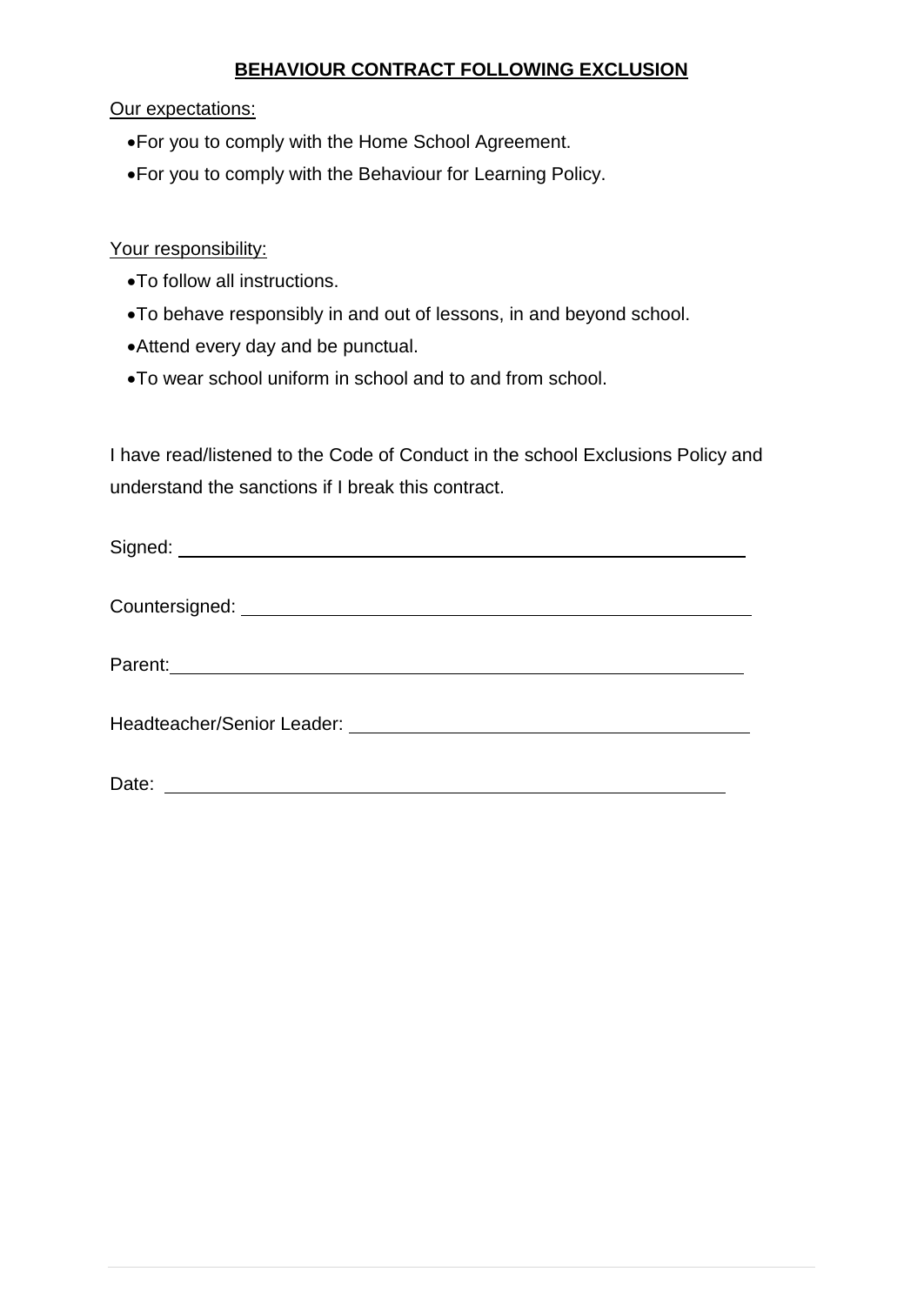## **BEHAVIOUR CONTRACT FOLLOWING EXCLUSION**

Our expectations:

- For you to comply with the Home School Agreement.
- For you to comply with the Behaviour for Learning Policy.

Your responsibility:

- To follow all instructions.
- To behave responsibly in and out of lessons, in and beyond school.
- Attend every day and be punctual.
- To wear school uniform in school and to and from school.

I have read/listened to the Code of Conduct in the school Exclusions Policy and understand the sanctions if I break this contract.

Signed: ______________________________________________

Countersigned: ______________________________________________

Parent: ______________________________________________

Headteacher/Senior Leader: ______________________________________________

Date: ______________________________________________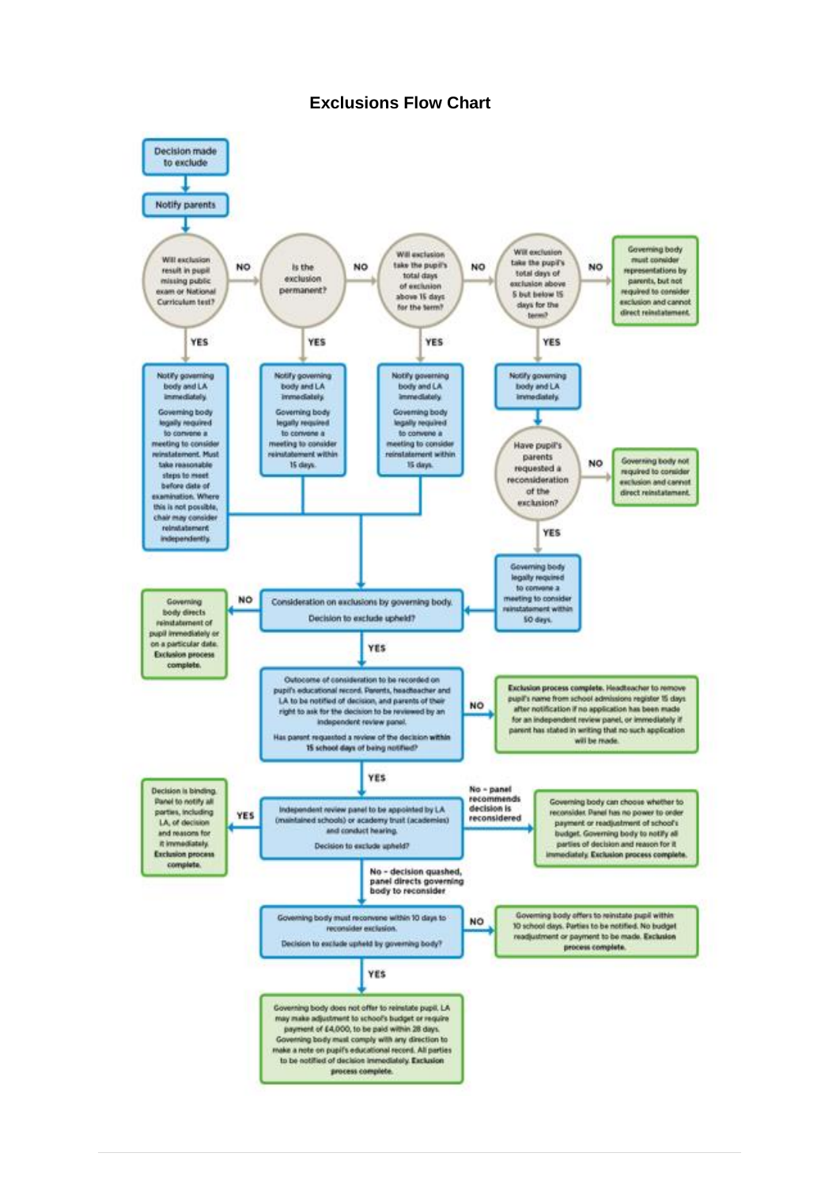# Exclusions Flow Chart

Decision made to exclude

Notify parents

Will exclusion result in pupil missing public exam or National Curriculum test?

NO

Is the exclusion permanent?

NO

Will exclusion take the pupil's total days of exclusion above 15 days for the term?

NO

Will exclusion take the pupil's total days of exclusion above 5 but below 15 days for the term?

NO

Governing body must consider representations by parents, but not required to consider exclusion and cannot direct reinstatement.

YES

Notify governing body and LA immediately. Governing body legally required to convene a meeting to consider reinstatement. Must take reasonable steps to meet before date of examination. Where this is not possible, chair may consider reinstatement independently.

YES

Notify governing body and LA immediately. Governing body legally required to convene a meeting to consider reinstatement within 15 days.

YES

Notify governing body and LA immediately. Governing body legally required to convene a meeting to consider reinstatement within 15 days.

YES

Notify governing body and LA immediately.

Have pupil's parents requested a reconsideration of the exclusion?

NO

Governing body not required to consider exclusion and cannot direct reinstatement.

YES

Governing body legally required to convene a meeting to consider reinstatement within 50 days.

Consideration on exclusions by governing body. Decision to exclude upheld?

NO

Governing body directs reinstatement of pupil immediately or on a particular date. **Exclusion process complete.**

YES

Outcome of consideration to be recorded on pupil's educational record. Parents, headteacher and LA to be notified of decision, and parents of their right to ask for the decision to be reviewed by an independent review panel.

Has parent requested a review of the decision **within 15 school days** of being notified?

NO

**Exclusion process complete.** Headteacher to remove pupil's name from school admissions register 15 days after notification if no application has been made for an independent review panel, or immediately if parent has stated in writing that no such application will be made.

YES

Independent review panel to be appointed by LA (maintained schools) or academy trust (academies) and conduct hearing.

Decision to exclude upheld?

YES

Decision is binding. Panel to notify all parties, including LA, of decision and reasons for it immediately. **Exclusion process complete.**

No – panel recommends decision is reconsidered

Governing body can choose whether to reconsider. Panel has no power to order payment or readjustment of school's budget. Governing body to notify all parties of decision and reason for it immediately. **Exclusion process complete.**

No – decision quashed, panel directs governing body to reconsider

Governing body must reconvene within 10 days to reconsider exclusion.

Decision to exclude upheld by governing body?

NO

Governing body offers to reinstate pupil within 10 school days. Parties to be notified. No budget readjustment or payment to be made. **Exclusion process complete.**

YES

Governing body does not offer to reinstate pupil. LA may make adjustment to school's budget or require payment of £4,000, to be paid within 28 days. Governing body must comply with any direction to make a note on pupil's educational record. All parties to be notified of decision immediately. **Exclusion process complete.**